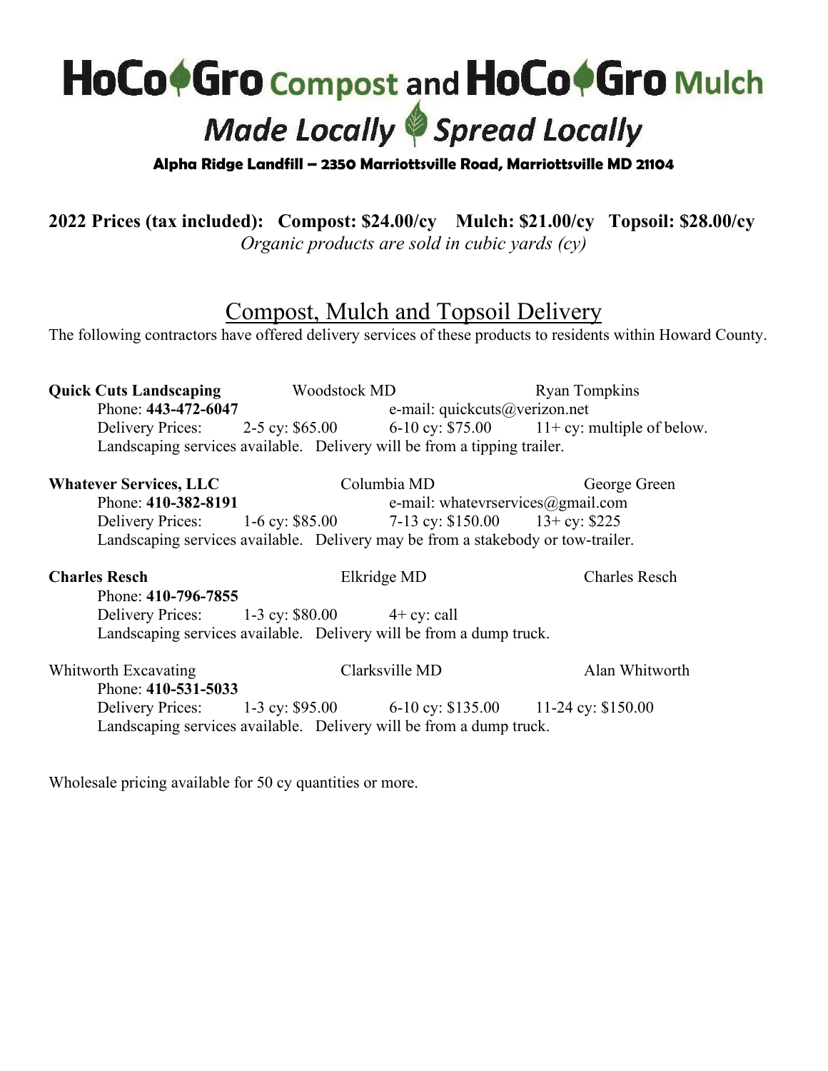# HoCo Gro Compost and HoCo Gro Mulch

## *Made Locally Spread Locally*

**Alpha Ridge Landfill – 2350 Marriottsville Road, Marriottsville MD 21104**

**2022 Prices (tax included): Compost: $24.00/cy Mulch: $21.00/cy Topsoil: $28.00/cy**

*Organic products are sold in cubic yards (cy)*

## Compost, Mulch and Topsoil Delivery

The following contractors have offered delivery services of these products to residents within Howard County.

**Quick Cuts Landscaping** Woodstock MD Ryan Tompkins
Phone: **443-472-6047** e-mail: quickcuts@verizon.net
Delivery Prices: 2-5 cy: $65.00 6-10 cy: $75.00 11+ cy: multiple of below.
Landscaping services available. Delivery will be from a tipping trailer.

**Whatever Services, LLC** Columbia MD George Green
Phone: **410-382-8191** e-mail: whatevrservices@gmail.com
Delivery Prices: 1-6 cy: $85.00 7-13 cy: $150.00 13+ cy: $225
Landscaping services available. Delivery may be from a stakebody or tow-trailer.

**Charles Resch** Elkridge MD Charles Resch
Phone: **410-796-7855**
Delivery Prices: 1-3 cy: $80.00 4+ cy: call
Landscaping services available. Delivery will be from a dump truck.

Whitworth Excavating Clarksville MD Alan Whitworth
Phone: **410-531-5033**
Delivery Prices: 1-3 cy: $95.00 6-10 cy: $135.00 11-24 cy: $150.00
Landscaping services available. Delivery will be from a dump truck.

Wholesale pricing available for 50 cy quantities or more.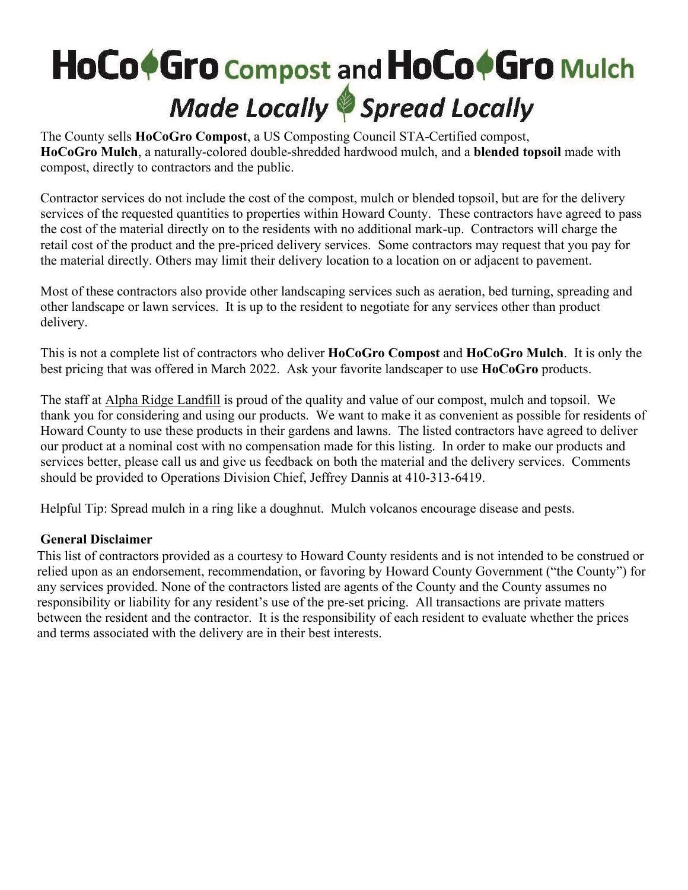# HoCoGro Compost and HoCoGro Mulch

## *Made Locally Spread Locally*

The County sells **HoCoGro Compost**, a US Composting Council STA-Certified compost, **HoCoGro Mulch**, a naturally-colored double-shredded hardwood mulch, and a **blended topsoil** made with compost, directly to contractors and the public.

Contractor services do not include the cost of the compost, mulch or blended topsoil, but are for the delivery services of the requested quantities to properties within Howard County. These contractors have agreed to pass the cost of the material directly on to the residents with no additional mark-up. Contractors will charge the retail cost of the product and the pre-priced delivery services. Some contractors may request that you pay for the material directly. Others may limit their delivery location to a location on or adjacent to pavement.

Most of these contractors also provide other landscaping services such as aeration, bed turning, spreading and other landscape or lawn services. It is up to the resident to negotiate for any services other than product delivery.

This is not a complete list of contractors who deliver **HoCoGro Compost** and **HoCoGro Mulch**. It is only the best pricing that was offered in March 2022. Ask your favorite landscaper to use **HoCoGro** products.

The staff at Alpha Ridge Landfill is proud of the quality and value of our compost, mulch and topsoil. We thank you for considering and using our products. We want to make it as convenient as possible for residents of Howard County to use these products in their gardens and lawns. The listed contractors have agreed to deliver our product at a nominal cost with no compensation made for this listing. In order to make our products and services better, please call us and give us feedback on both the material and the delivery services. Comments should be provided to Operations Division Chief, Jeffrey Dannis at 410-313-6419.

Helpful Tip: Spread mulch in a ring like a doughnut. Mulch volcanos encourage disease and pests.

**General Disclaimer**

This list of contractors provided as a courtesy to Howard County residents and is not intended to be construed or relied upon as an endorsement, recommendation, or favoring by Howard County Government ("the County") for any services provided. None of the contractors listed are agents of the County and the County assumes no responsibility or liability for any resident's use of the pre-set pricing. All transactions are private matters between the resident and the contractor. It is the responsibility of each resident to evaluate whether the prices and terms associated with the delivery are in their best interests.